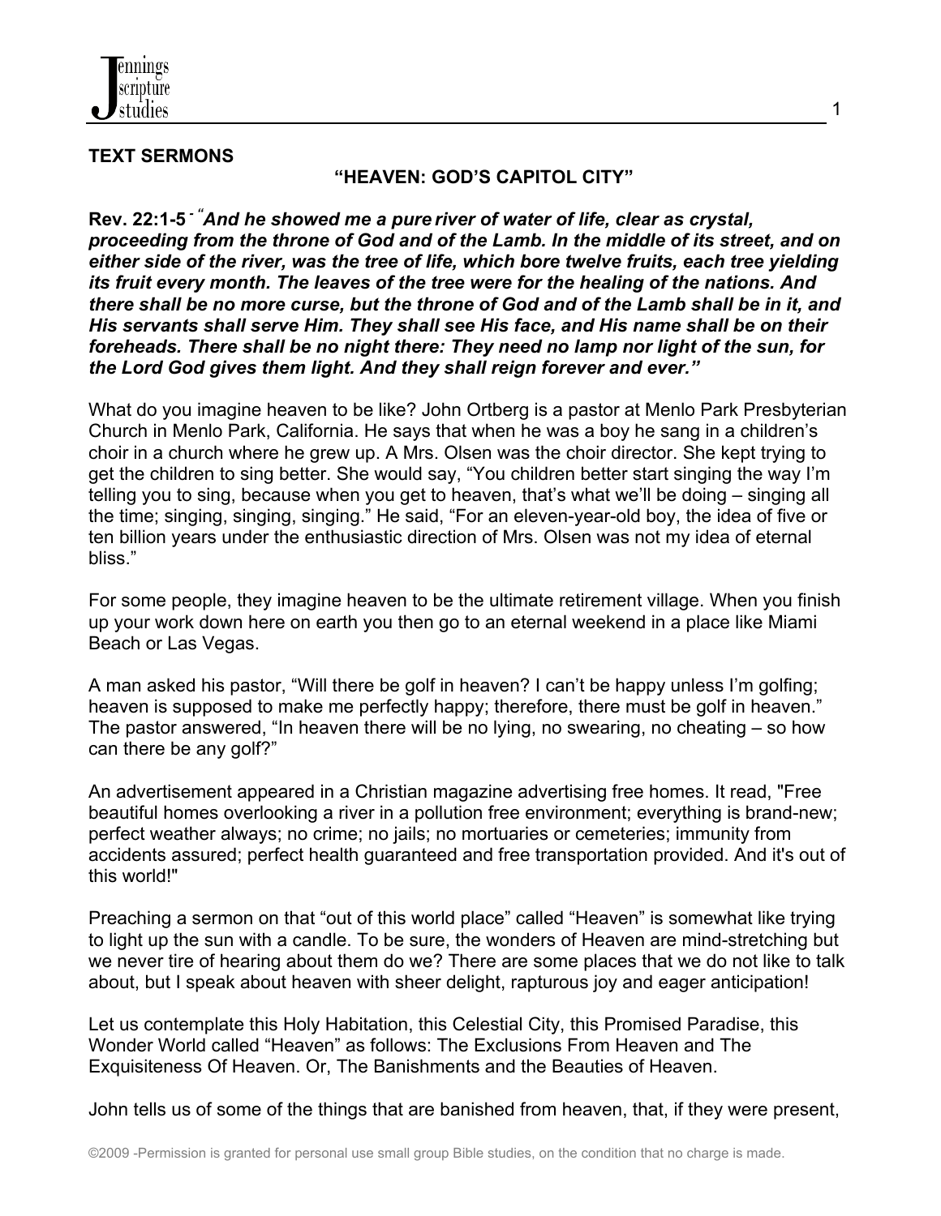**TEXT SERMONS**

## "HEAVEN: GOD'S CAPITOL CITY"

**Rev. 22:1-5** - ***"And he showed me a pure river of water of life, clear as crystal, proceeding from the throne of God and of the Lamb. In the middle of its street, and on either side of the river, was the tree of life, which bore twelve fruits, each tree yielding its fruit every month. The leaves of the tree were for the healing of the nations. And there shall be no more curse, but the throne of God and of the Lamb shall be in it, and His servants shall serve Him. They shall see His face, and His name shall be on their foreheads. There shall be no night there: They need no lamp nor light of the sun, for the Lord God gives them light. And they shall reign forever and ever."***

What do you imagine heaven to be like? John Ortberg is a pastor at Menlo Park Presbyterian Church in Menlo Park, California. He says that when he was a boy he sang in a children's choir in a church where he grew up. A Mrs. Olsen was the choir director. She kept trying to get the children to sing better. She would say, "You children better start singing the way I'm telling you to sing, because when you get to heaven, that's what we'll be doing – singing all the time; singing, singing, singing." He said, "For an eleven-year-old boy, the idea of five or ten billion years under the enthusiastic direction of Mrs. Olsen was not my idea of eternal bliss."

For some people, they imagine heaven to be the ultimate retirement village. When you finish up your work down here on earth you then go to an eternal weekend in a place like Miami Beach or Las Vegas.

A man asked his pastor, "Will there be golf in heaven? I can't be happy unless I'm golfing; heaven is supposed to make me perfectly happy; therefore, there must be golf in heaven." The pastor answered, "In heaven there will be no lying, no swearing, no cheating – so how can there be any golf?"

An advertisement appeared in a Christian magazine advertising free homes. It read, "Free beautiful homes overlooking a river in a pollution free environment; everything is brand-new; perfect weather always; no crime; no jails; no mortuaries or cemeteries; immunity from accidents assured; perfect health guaranteed and free transportation provided. And it's out of this world!"

Preaching a sermon on that "out of this world place" called "Heaven" is somewhat like trying to light up the sun with a candle. To be sure, the wonders of Heaven are mind-stretching but we never tire of hearing about them do we? There are some places that we do not like to talk about, but I speak about heaven with sheer delight, rapturous joy and eager anticipation!

Let us contemplate this Holy Habitation, this Celestial City, this Promised Paradise, this Wonder World called "Heaven" as follows: The Exclusions From Heaven and The Exquisiteness Of Heaven. Or, The Banishments and the Beauties of Heaven.

John tells us of some of the things that are banished from heaven, that, if they were present,

©2009 -Permission is granted for personal use small group Bible studies, on the condition that no charge is made.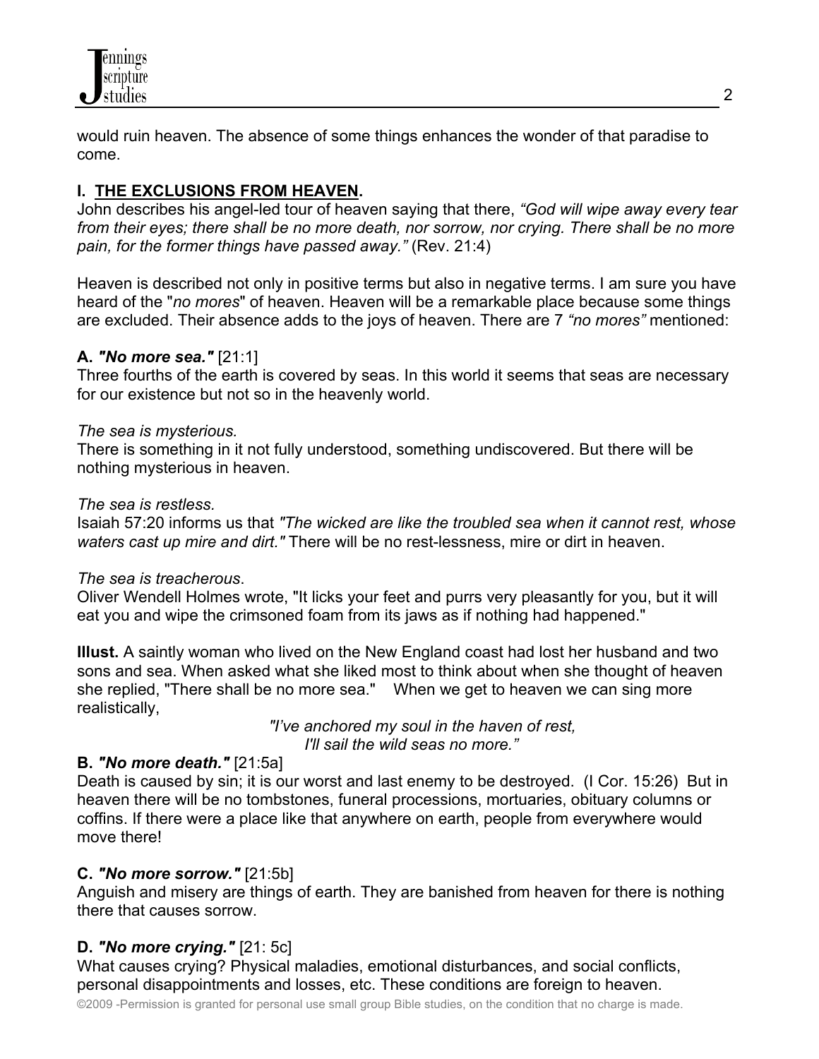would ruin heaven. The absence of some things enhances the wonder of that paradise to come.

## I. THE EXCLUSIONS FROM HEAVEN.

John describes his angel-led tour of heaven saying that there, *"God will wipe away every tear from their eyes; there shall be no more death, nor sorrow, nor crying. There shall be no more pain, for the former things have passed away."* (Rev. 21:4)

Heaven is described not only in positive terms but also in negative terms. I am sure you have heard of the "*no mores*" of heaven. Heaven will be a remarkable place because some things are excluded. Their absence adds to the joys of heaven. There are 7 *"no mores"* mentioned:

### A. *"No more sea."* [21:1]

Three fourths of the earth is covered by seas. In this world it seems that seas are necessary for our existence but not so in the heavenly world.

*The sea is mysterious.*
There is something in it not fully understood, something undiscovered. But there will be nothing mysterious in heaven.

*The sea is restless.*
Isaiah 57:20 informs us that *"The wicked are like the troubled sea when it cannot rest, whose waters cast up mire and dirt."* There will be no rest-lessness, mire or dirt in heaven.

*The sea is treacherous*.
Oliver Wendell Holmes wrote, "It licks your feet and purrs very pleasantly for you, but it will eat you and wipe the crimsoned foam from its jaws as if nothing had happened."

**Illust.** A saintly woman who lived on the New England coast had lost her husband and two sons and sea. When asked what she liked most to think about when she thought of heaven she replied, "There shall be no more sea." When we get to heaven we can sing more realistically,

*"I've anchored my soul in the haven of rest,*
*I'll sail the wild seas no more."*

### B. *"No more death."* [21:5a]

Death is caused by sin; it is our worst and last enemy to be destroyed. (I Cor. 15:26) But in heaven there will be no tombstones, funeral processions, mortuaries, obituary columns or coffins. If there were a place like that anywhere on earth, people from everywhere would move there!

### C. *"No more sorrow."* [21:5b]

Anguish and misery are things of earth. They are banished from heaven for there is nothing there that causes sorrow.

### D. *"No more crying."* [21: 5c]

What causes crying? Physical maladies, emotional disturbances, and social conflicts, personal disappointments and losses, etc. These conditions are foreign to heaven.

©2009 -Permission is granted for personal use small group Bible studies, on the condition that no charge is made.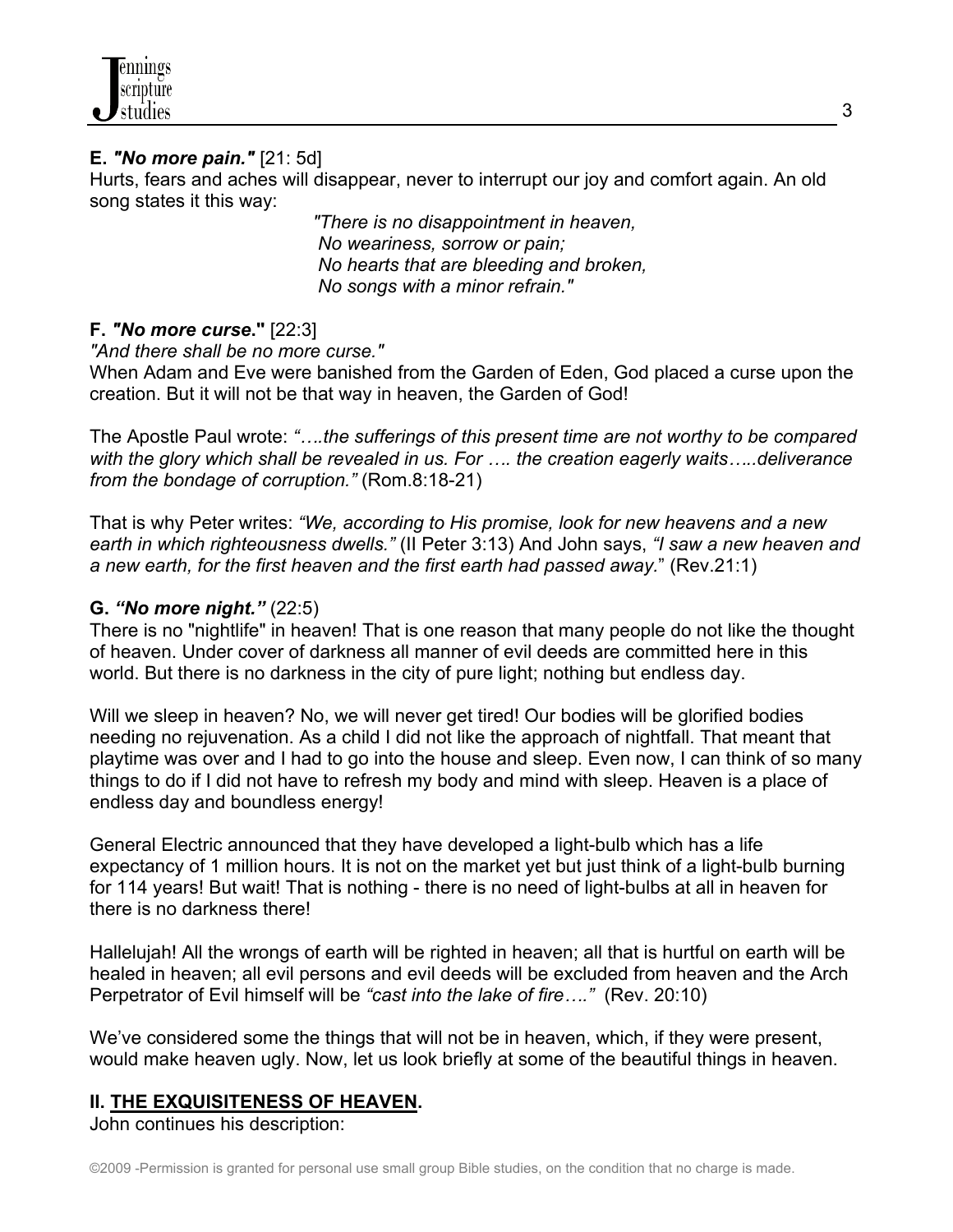**E. *"No more pain."*** [21: 5d]

Hurts, fears and aches will disappear, never to interrupt our joy and comfort again. An old song states it this way:

> *"There is no disappointment in heaven,*
> *No weariness, sorrow or pain;*
> *No hearts that are bleeding and broken,*
> *No songs with a minor refrain."*

**F. *"No more curse."*** [22:3]

*"And there shall be no more curse."*

When Adam and Eve were banished from the Garden of Eden, God placed a curse upon the creation. But it will not be that way in heaven, the Garden of God!

The Apostle Paul wrote: *"….the sufferings of this present time are not worthy to be compared with the glory which shall be revealed in us. For …. the creation eagerly waits…..deliverance from the bondage of corruption."* (Rom.8:18-21)

That is why Peter writes: *"We, according to His promise, look for new heavens and a new earth in which righteousness dwells."* (II Peter 3:13) And John says, *"I saw a new heaven and a new earth, for the first heaven and the first earth had passed away.*" (Rev.21:1)

**G. *"No more night."*** (22:5)

There is no "nightlife" in heaven! That is one reason that many people do not like the thought of heaven. Under cover of darkness all manner of evil deeds are committed here in this world. But there is no darkness in the city of pure light; nothing but endless day.

Will we sleep in heaven? No, we will never get tired! Our bodies will be glorified bodies needing no rejuvenation. As a child I did not like the approach of nightfall. That meant that playtime was over and I had to go into the house and sleep. Even now, I can think of so many things to do if I did not have to refresh my body and mind with sleep. Heaven is a place of endless day and boundless energy!

General Electric announced that they have developed a light-bulb which has a life expectancy of 1 million hours. It is not on the market yet but just think of a light-bulb burning for 114 years! But wait! That is nothing - there is no need of light-bulbs at all in heaven for there is no darkness there!

Hallelujah! All the wrongs of earth will be righted in heaven; all that is hurtful on earth will be healed in heaven; all evil persons and evil deeds will be excluded from heaven and the Arch Perpetrator of Evil himself will be *"cast into the lake of fire…."* (Rev. 20:10)

We've considered some the things that will not be in heaven, which, if they were present, would make heaven ugly. Now, let us look briefly at some of the beautiful things in heaven.

## II. THE EXQUISITENESS OF HEAVEN.

John continues his description: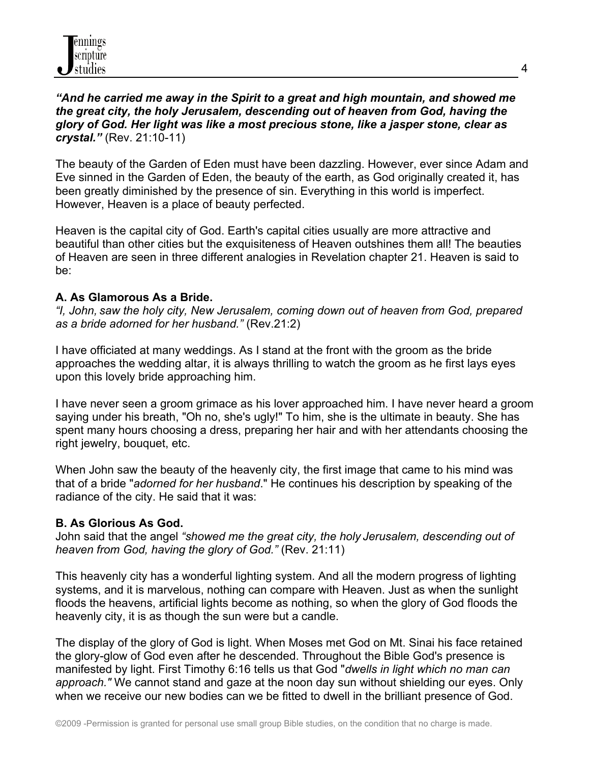***"And he carried me away in the Spirit to a great and high mountain, and showed me the great city, the holy Jerusalem, descending out of heaven from God, having the glory of God. Her light was like a most precious stone, like a jasper stone, clear as crystal."*** (Rev. 21:10-11)

The beauty of the Garden of Eden must have been dazzling. However, ever since Adam and Eve sinned in the Garden of Eden, the beauty of the earth, as God originally created it, has been greatly diminished by the presence of sin. Everything in this world is imperfect. However, Heaven is a place of beauty perfected.

Heaven is the capital city of God. Earth's capital cities usually are more attractive and beautiful than other cities but the exquisiteness of Heaven outshines them all! The beauties of Heaven are seen in three different analogies in Revelation chapter 21. Heaven is said to be:

**A. As Glamorous As a Bride.**

*"I, John, saw the holy city, New Jerusalem, coming down out of heaven from God, prepared as a bride adorned for her husband."* (Rev.21:2)

I have officiated at many weddings. As I stand at the front with the groom as the bride approaches the wedding altar, it is always thrilling to watch the groom as he first lays eyes upon this lovely bride approaching him.

I have never seen a groom grimace as his lover approached him. I have never heard a groom saying under his breath, "Oh no, she's ugly!" To him, she is the ultimate in beauty. She has spent many hours choosing a dress, preparing her hair and with her attendants choosing the right jewelry, bouquet, etc.

When John saw the beauty of the heavenly city, the first image that came to his mind was that of a bride "*adorned for her husband*." He continues his description by speaking of the radiance of the city. He said that it was:

**B. As Glorious As God.**

John said that the angel *"showed me the great city, the holy Jerusalem, descending out of heaven from God, having the glory of God."* (Rev. 21:11)

This heavenly city has a wonderful lighting system. And all the modern progress of lighting systems, and it is marvelous, nothing can compare with Heaven. Just as when the sunlight floods the heavens, artificial lights become as nothing, so when the glory of God floods the heavenly city, it is as though the sun were but a candle.

The display of the glory of God is light. When Moses met God on Mt. Sinai his face retained the glory-glow of God even after he descended. Throughout the Bible God's presence is manifested by light. First Timothy 6:16 tells us that God "*dwells in light which no man can approach."* We cannot stand and gaze at the noon day sun without shielding our eyes. Only when we receive our new bodies can we be fitted to dwell in the brilliant presence of God.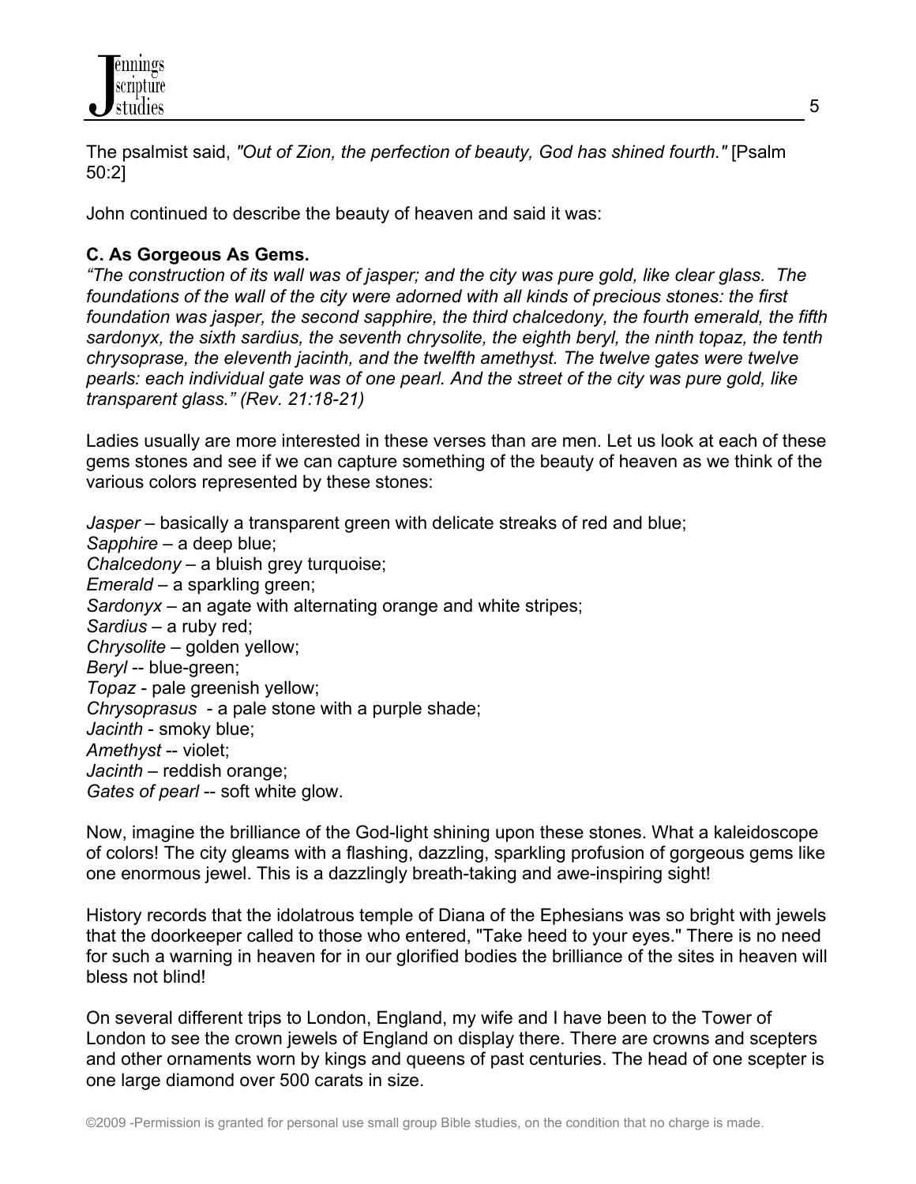The psalmist said, *"Out of Zion, the perfection of beauty, God has shined fourth."* [Psalm 50:2]

John continued to describe the beauty of heaven and said it was:

**C. As Gorgeous As Gems.**
*"The construction of its wall was of jasper; and the city was pure gold, like clear glass. The foundations of the wall of the city were adorned with all kinds of precious stones: the first foundation was jasper, the second sapphire, the third chalcedony, the fourth emerald, the fifth sardonyx, the sixth sardius, the seventh chrysolite, the eighth beryl, the ninth topaz, the tenth chrysoprase, the eleventh jacinth, and the twelfth amethyst. The twelve gates were twelve pearls: each individual gate was of one pearl. And the street of the city was pure gold, like transparent glass." (Rev. 21:18-21)*

Ladies usually are more interested in these verses than are men. Let us look at each of these gems stones and see if we can capture something of the beauty of heaven as we think of the various colors represented by these stones:

*Jasper* – basically a transparent green with delicate streaks of red and blue;
*Sapphire* – a deep blue;
*Chalcedony* – a bluish grey turquoise;
*Emerald* – a sparkling green;
*Sardonyx* – an agate with alternating orange and white stripes;
*Sardius* – a ruby red;
*Chrysolite* – golden yellow;
*Beryl* -- blue-green;
*Topaz* - pale greenish yellow;
*Chrysoprasus* - a pale stone with a purple shade;
*Jacinth* - smoky blue;
*Amethyst* -- violet;
*Jacinth* – reddish orange;
*Gates of pearl* -- soft white glow.

Now, imagine the brilliance of the God-light shining upon these stones. What a kaleidoscope of colors! The city gleams with a flashing, dazzling, sparkling profusion of gorgeous gems like one enormous jewel. This is a dazzlingly breath-taking and awe-inspiring sight!

History records that the idolatrous temple of Diana of the Ephesians was so bright with jewels that the doorkeeper called to those who entered, "Take heed to your eyes." There is no need for such a warning in heaven for in our glorified bodies the brilliance of the sites in heaven will bless not blind!

On several different trips to London, England, my wife and I have been to the Tower of London to see the crown jewels of England on display there. There are crowns and scepters and other ornaments worn by kings and queens of past centuries. The head of one scepter is one large diamond over 500 carats in size.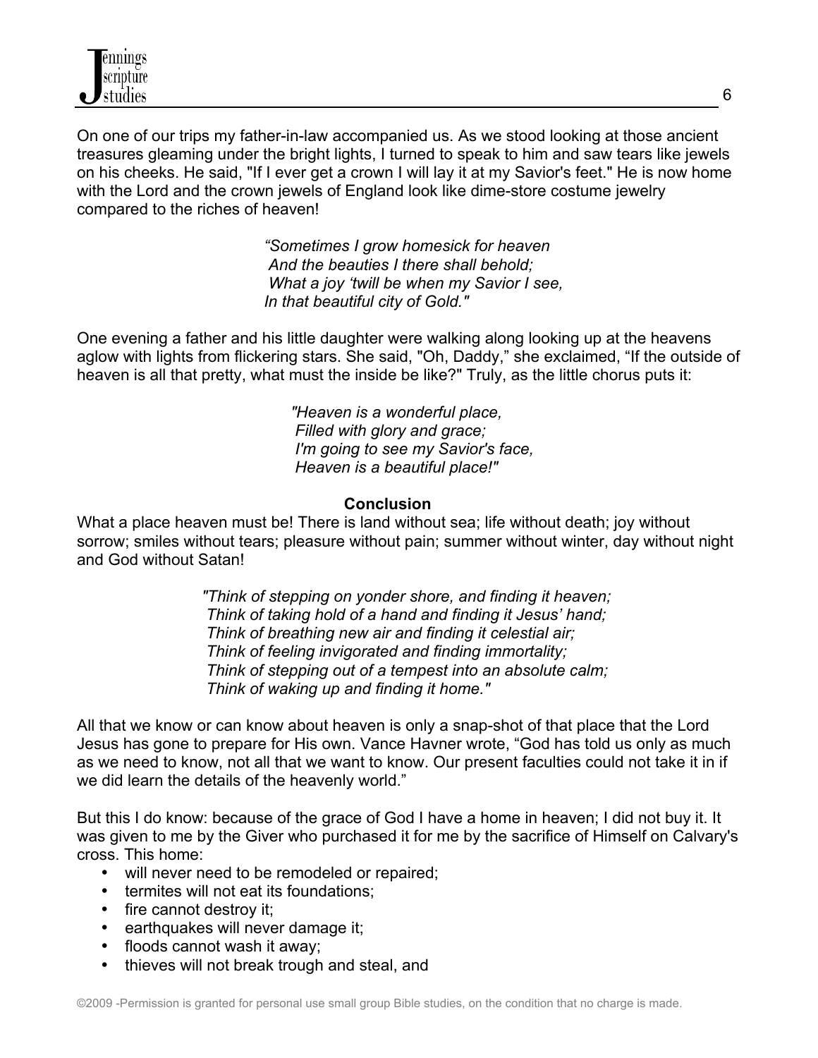On one of our trips my father-in-law accompanied us. As we stood looking at those ancient treasures gleaming under the bright lights, I turned to speak to him and saw tears like jewels on his cheeks. He said, "If I ever get a crown I will lay it at my Savior's feet." He is now home with the Lord and the crown jewels of England look like dime-store costume jewelry compared to the riches of heaven!

> *"Sometimes I grow homesick for heaven*
> *And the beauties I there shall behold;*
> *What a joy 'twill be when my Savior I see,*
> *In that beautiful city of Gold."*

One evening a father and his little daughter were walking along looking up at the heavens aglow with lights from flickering stars. She said, "Oh, Daddy," she exclaimed, "If the outside of heaven is all that pretty, what must the inside be like?" Truly, as the little chorus puts it:

> *"Heaven is a wonderful place,*
> *Filled with glory and grace;*
> *I'm going to see my Savior's face,*
> *Heaven is a beautiful place!"*

**Conclusion**

What a place heaven must be! There is land without sea; life without death; joy without sorrow; smiles without tears; pleasure without pain; summer without winter, day without night and God without Satan!

> *"Think of stepping on yonder shore, and finding it heaven;*
> *Think of taking hold of a hand and finding it Jesus' hand;*
> *Think of breathing new air and finding it celestial air;*
> *Think of feeling invigorated and finding immortality;*
> *Think of stepping out of a tempest into an absolute calm;*
> *Think of waking up and finding it home."*

All that we know or can know about heaven is only a snap-shot of that place that the Lord Jesus has gone to prepare for His own. Vance Havner wrote, "God has told us only as much as we need to know, not all that we want to know. Our present faculties could not take it in if we did learn the details of the heavenly world."

But this I do know: because of the grace of God I have a home in heaven; I did not buy it. It was given to me by the Giver who purchased it for me by the sacrifice of Himself on Calvary's cross. This home:

- will never need to be remodeled or repaired;
- termites will not eat its foundations;
- fire cannot destroy it;
- earthquakes will never damage it;
- floods cannot wash it away;
- thieves will not break trough and steal, and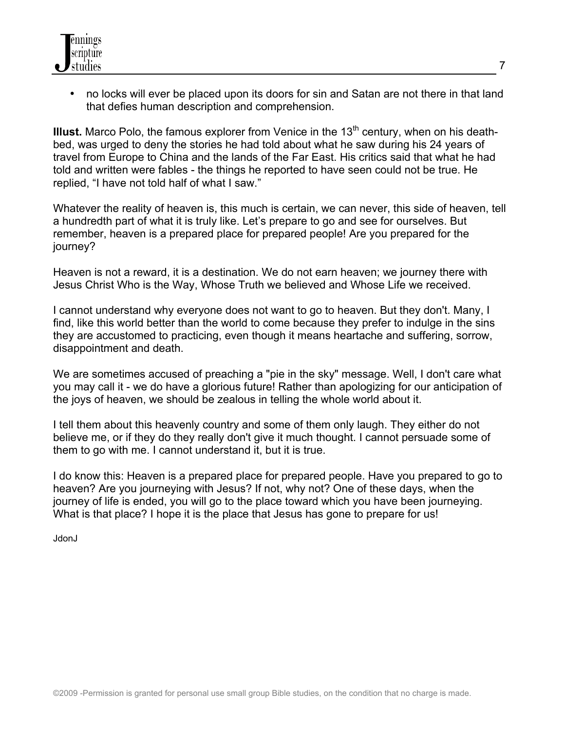- no locks will ever be placed upon its doors for sin and Satan are not there in that land that defies human description and comprehension.

**Illust.** Marco Polo, the famous explorer from Venice in the 13th century, when on his death-bed, was urged to deny the stories he had told about what he saw during his 24 years of travel from Europe to China and the lands of the Far East. His critics said that what he had told and written were fables - the things he reported to have seen could not be true. He replied, "I have not told half of what I saw."

Whatever the reality of heaven is, this much is certain, we can never, this side of heaven, tell a hundredth part of what it is truly like. Let's prepare to go and see for ourselves. But remember, heaven is a prepared place for prepared people! Are you prepared for the journey?

Heaven is not a reward, it is a destination. We do not earn heaven; we journey there with Jesus Christ Who is the Way, Whose Truth we believed and Whose Life we received.

I cannot understand why everyone does not want to go to heaven. But they don't. Many, I find, like this world better than the world to come because they prefer to indulge in the sins they are accustomed to practicing, even though it means heartache and suffering, sorrow, disappointment and death.

We are sometimes accused of preaching a "pie in the sky" message. Well, I don't care what you may call it - we do have a glorious future! Rather than apologizing for our anticipation of the joys of heaven, we should be zealous in telling the whole world about it.

I tell them about this heavenly country and some of them only laugh. They either do not believe me, or if they do they really don't give it much thought. I cannot persuade some of them to go with me. I cannot understand it, but it is true.

I do know this: Heaven is a prepared place for prepared people. Have you prepared to go to heaven? Are you journeying with Jesus? If not, why not? One of these days, when the journey of life is ended, you will go to the place toward which you have been journeying. What is that place? I hope it is the place that Jesus has gone to prepare for us!

JdonJ

©2009 -Permission is granted for personal use small group Bible studies, on the condition that no charge is made.